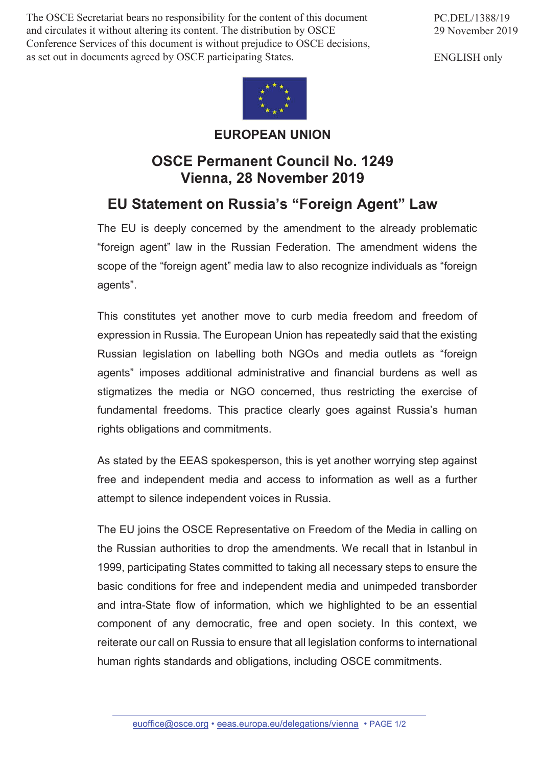The OSCE Secretariat bears no responsibility for the content of this document and circulates it without altering its content. The distribution by OSCE Conference Services of this document is without prejudice to OSCE decisions, as set out in documents agreed by OSCE participating States.

PC.DEL/1388/19
29 November 2019

ENGLISH only

**EUROPEAN UNION**

## OSCE Permanent Council No. 1249
## Vienna, 28 November 2019

# EU Statement on Russia's "Foreign Agent" Law

The EU is deeply concerned by the amendment to the already problematic "foreign agent" law in the Russian Federation. The amendment widens the scope of the "foreign agent" media law to also recognize individuals as "foreign agents".

This constitutes yet another move to curb media freedom and freedom of expression in Russia. The European Union has repeatedly said that the existing Russian legislation on labelling both NGOs and media outlets as "foreign agents" imposes additional administrative and financial burdens as well as stigmatizes the media or NGO concerned, thus restricting the exercise of fundamental freedoms. This practice clearly goes against Russia's human rights obligations and commitments.

As stated by the EEAS spokesperson, this is yet another worrying step against free and independent media and access to information as well as a further attempt to silence independent voices in Russia.

The EU joins the OSCE Representative on Freedom of the Media in calling on the Russian authorities to drop the amendments. We recall that in Istanbul in 1999, participating States committed to taking all necessary steps to ensure the basic conditions for free and independent media and unimpeded transborder and intra-State flow of information, which we highlighted to be an essential component of any democratic, free and open society. In this context, we reiterate our call on Russia to ensure that all legislation conforms to international human rights standards and obligations, including OSCE commitments.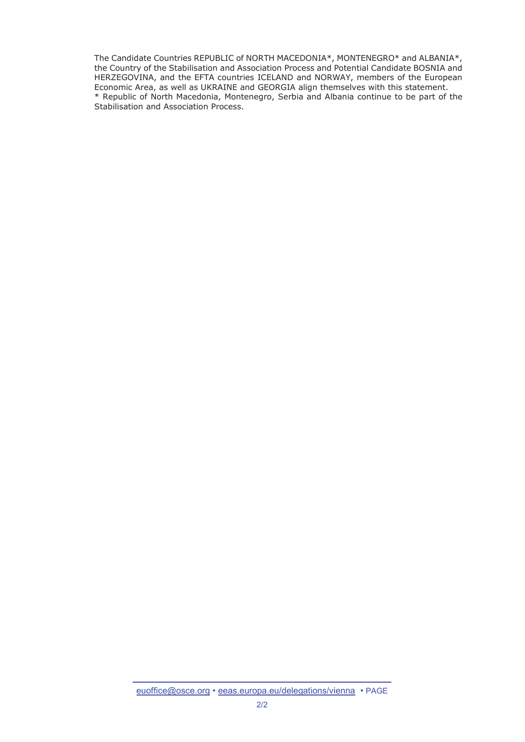The Candidate Countries REPUBLIC of NORTH MACEDONIA*, MONTENEGRO* and ALBANIA*, the Country of the Stabilisation and Association Process and Potential Candidate BOSNIA and HERZEGOVINA, and the EFTA countries ICELAND and NORWAY, members of the European Economic Area, as well as UKRAINE and GEORGIA align themselves with this statement.
* Republic of North Macedonia, Montenegro, Serbia and Albania continue to be part of the Stabilisation and Association Process.